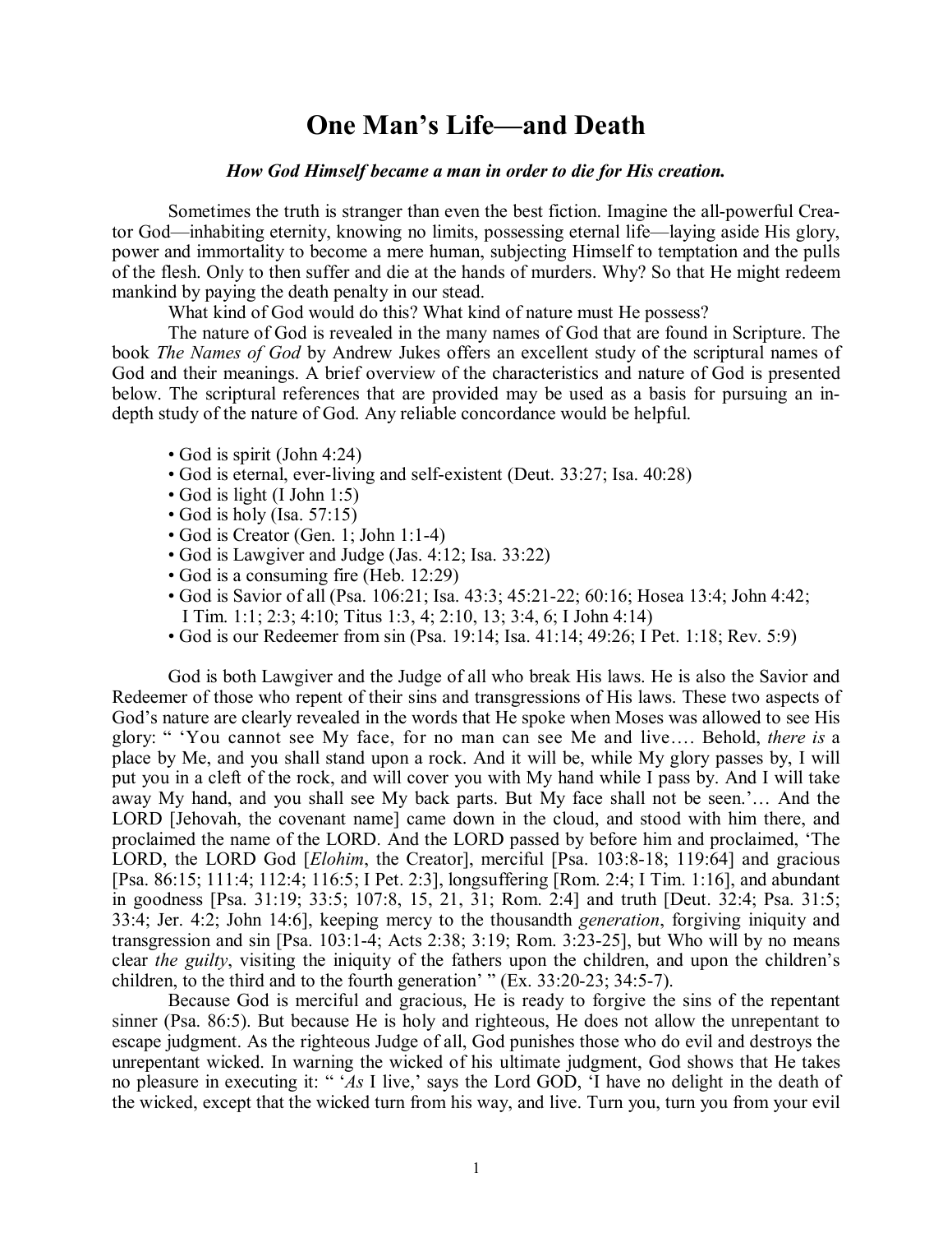# One Man's Life—and Death

***How God Himself became a man in order to die for His creation.***

Sometimes the truth is stranger than even the best fiction. Imagine the all-powerful Creator God—inhabiting eternity, knowing no limits, possessing eternal life—laying aside His glory, power and immortality to become a mere human, subjecting Himself to temptation and the pulls of the flesh. Only to then suffer and die at the hands of murders. Why? So that He might redeem mankind by paying the death penalty in our stead.

What kind of God would do this? What kind of nature must He possess?

The nature of God is revealed in the many names of God that are found in Scripture. The book *The Names of God* by Andrew Jukes offers an excellent study of the scriptural names of God and their meanings. A brief overview of the characteristics and nature of God is presented below. The scriptural references that are provided may be used as a basis for pursuing an in-depth study of the nature of God. Any reliable concordance would be helpful.

- God is spirit (John 4:24)
- God is eternal, ever-living and self-existent (Deut. 33:27; Isa. 40:28)
- God is light (I John 1:5)
- God is holy (Isa. 57:15)
- God is Creator (Gen. 1; John 1:1-4)
- God is Lawgiver and Judge (Jas. 4:12; Isa. 33:22)
- God is a consuming fire (Heb. 12:29)
- God is Savior of all (Psa. 106:21; Isa. 43:3; 45:21-22; 60:16; Hosea 13:4; John 4:42; I Tim. 1:1; 2:3; 4:10; Titus 1:3, 4; 2:10, 13; 3:4, 6; I John 4:14)
- God is our Redeemer from sin (Psa. 19:14; Isa. 41:14; 49:26; I Pet. 1:18; Rev. 5:9)

God is both Lawgiver and the Judge of all who break His laws. He is also the Savior and Redeemer of those who repent of their sins and transgressions of His laws. These two aspects of God's nature are clearly revealed in the words that He spoke when Moses was allowed to see His glory: " 'You cannot see My face, for no man can see Me and live…. Behold, *there is* a place by Me, and you shall stand upon a rock. And it will be, while My glory passes by, I will put you in a cleft of the rock, and will cover you with My hand while I pass by. And I will take away My hand, and you shall see My back parts. But My face shall not be seen.'… And the LORD [Jehovah, the covenant name] came down in the cloud, and stood with him there, and proclaimed the name of the LORD. And the LORD passed by before him and proclaimed, 'The LORD, the LORD God [*Elohim*, the Creator], merciful [Psa. 103:8-18; 119:64] and gracious [Psa. 86:15; 111:4; 112:4; 116:5; I Pet. 2:3], longsuffering [Rom. 2:4; I Tim. 1:16], and abundant in goodness [Psa. 31:19; 33:5; 107:8, 15, 21, 31; Rom. 2:4] and truth [Deut. 32:4; Psa. 31:5; 33:4; Jer. 4:2; John 14:6], keeping mercy to the thousandth *generation*, forgiving iniquity and transgression and sin [Psa. 103:1-4; Acts 2:38; 3:19; Rom. 3:23-25], but Who will by no means clear *the guilty*, visiting the iniquity of the fathers upon the children, and upon the children's children, to the third and to the fourth generation' " (Ex. 33:20-23; 34:5-7).

Because God is merciful and gracious, He is ready to forgive the sins of the repentant sinner (Psa. 86:5). But because He is holy and righteous, He does not allow the unrepentant to escape judgment. As the righteous Judge of all, God punishes those who do evil and destroys the unrepentant wicked. In warning the wicked of his ultimate judgment, God shows that He takes no pleasure in executing it: " '*As* I live,' says the Lord GOD, 'I have no delight in the death of the wicked, except that the wicked turn from his way, and live. Turn you, turn you from your evil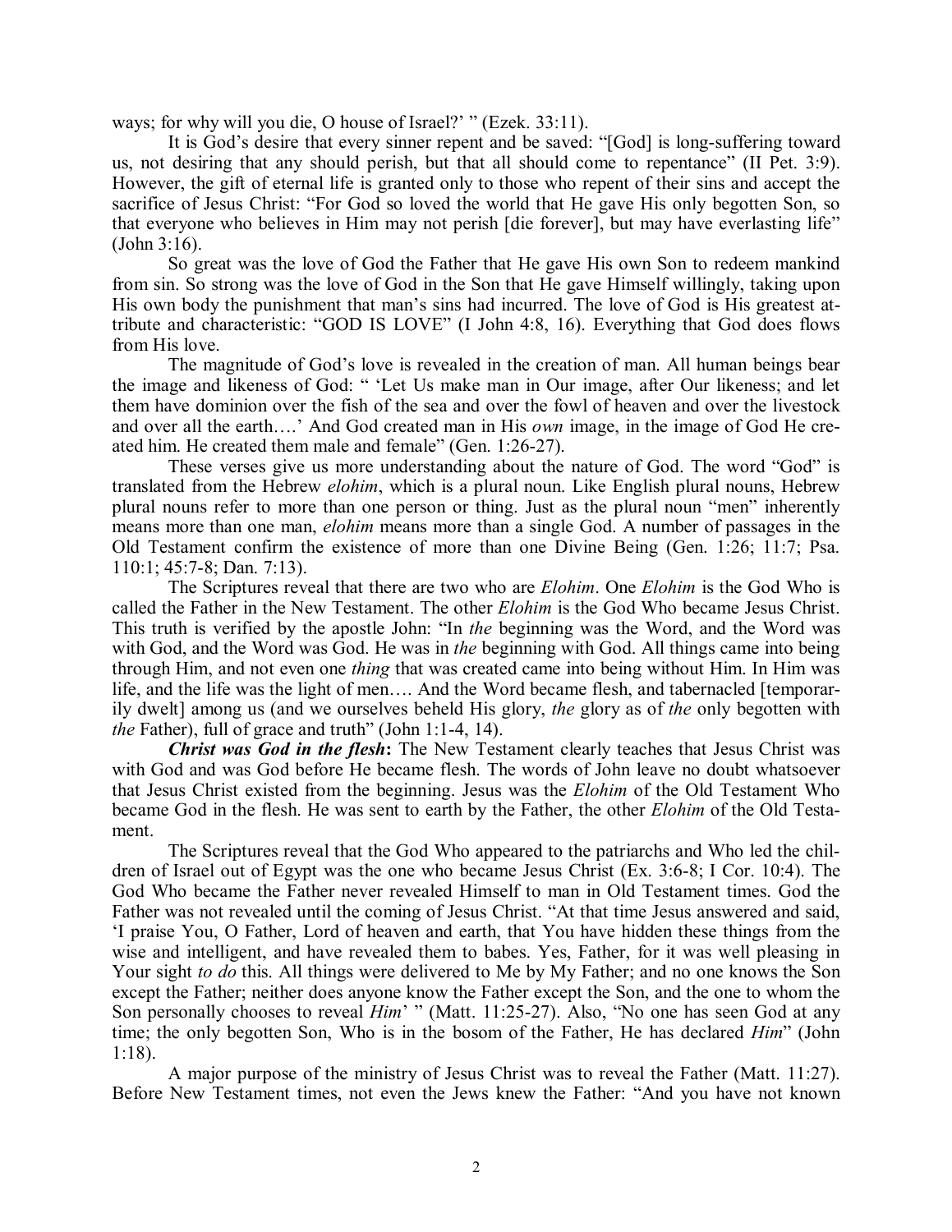ways; for why will you die, O house of Israel?' " (Ezek. 33:11).

It is God's desire that every sinner repent and be saved: "[God] is long-suffering toward us, not desiring that any should perish, but that all should come to repentance" (II Pet. 3:9). However, the gift of eternal life is granted only to those who repent of their sins and accept the sacrifice of Jesus Christ: "For God so loved the world that He gave His only begotten Son, so that everyone who believes in Him may not perish [die forever], but may have everlasting life" (John 3:16).

So great was the love of God the Father that He gave His own Son to redeem mankind from sin. So strong was the love of God in the Son that He gave Himself willingly, taking upon His own body the punishment that man's sins had incurred. The love of God is His greatest attribute and characteristic: "GOD IS LOVE" (I John 4:8, 16). Everything that God does flows from His love.

The magnitude of God's love is revealed in the creation of man. All human beings bear the image and likeness of God: " 'Let Us make man in Our image, after Our likeness; and let them have dominion over the fish of the sea and over the fowl of heaven and over the livestock and over all the earth….' And God created man in His *own* image, in the image of God He created him. He created them male and female" (Gen. 1:26-27).

These verses give us more understanding about the nature of God. The word "God" is translated from the Hebrew *elohim*, which is a plural noun. Like English plural nouns, Hebrew plural nouns refer to more than one person or thing. Just as the plural noun "men" inherently means more than one man, *elohim* means more than a single God. A number of passages in the Old Testament confirm the existence of more than one Divine Being (Gen. 1:26; 11:7; Psa. 110:1; 45:7-8; Dan. 7:13).

The Scriptures reveal that there are two who are *Elohim*. One *Elohim* is the God Who is called the Father in the New Testament. The other *Elohim* is the God Who became Jesus Christ. This truth is verified by the apostle John: "In *the* beginning was the Word, and the Word was with God, and the Word was God. He was in *the* beginning with God. All things came into being through Him, and not even one *thing* that was created came into being without Him. In Him was life, and the life was the light of men…. And the Word became flesh, and tabernacled [temporarily dwelt] among us (and we ourselves beheld His glory, *the* glory as of *the* only begotten with *the* Father), full of grace and truth" (John 1:1-4, 14).

***Christ was God in the flesh*:** The New Testament clearly teaches that Jesus Christ was with God and was God before He became flesh. The words of John leave no doubt whatsoever that Jesus Christ existed from the beginning. Jesus was the *Elohim* of the Old Testament Who became God in the flesh. He was sent to earth by the Father, the other *Elohim* of the Old Testament.

The Scriptures reveal that the God Who appeared to the patriarchs and Who led the children of Israel out of Egypt was the one who became Jesus Christ (Ex. 3:6-8; I Cor. 10:4). The God Who became the Father never revealed Himself to man in Old Testament times. God the Father was not revealed until the coming of Jesus Christ. "At that time Jesus answered and said, 'I praise You, O Father, Lord of heaven and earth, that You have hidden these things from the wise and intelligent, and have revealed them to babes. Yes, Father, for it was well pleasing in Your sight *to do* this. All things were delivered to Me by My Father; and no one knows the Son except the Father; neither does anyone know the Father except the Son, and the one to whom the Son personally chooses to reveal *Him*' " (Matt. 11:25-27). Also, "No one has seen God at any time; the only begotten Son, Who is in the bosom of the Father, He has declared *Him*" (John 1:18).

A major purpose of the ministry of Jesus Christ was to reveal the Father (Matt. 11:27). Before New Testament times, not even the Jews knew the Father: "And you have not known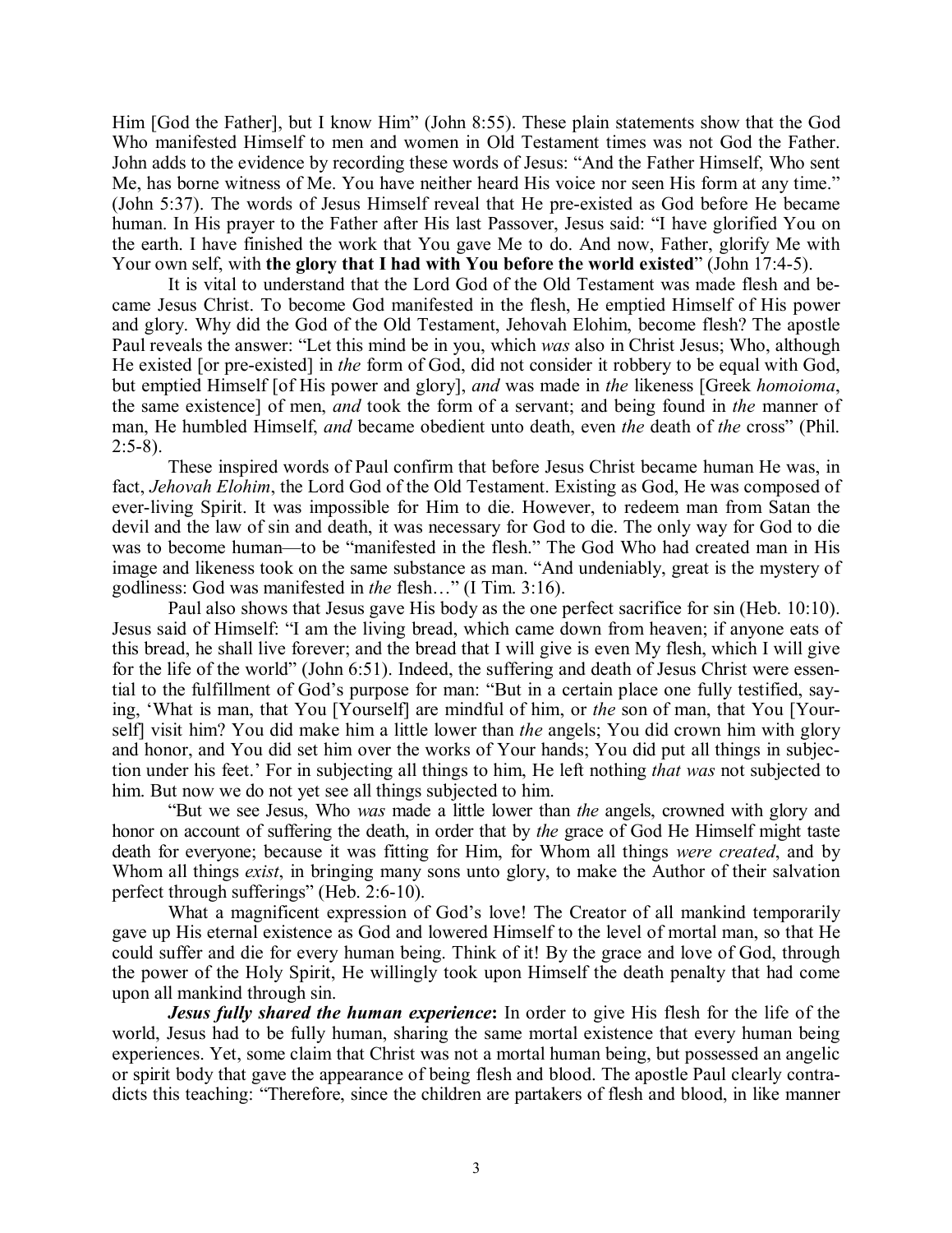Him [God the Father], but I know Him" (John 8:55). These plain statements show that the God Who manifested Himself to men and women in Old Testament times was not God the Father. John adds to the evidence by recording these words of Jesus: "And the Father Himself, Who sent Me, has borne witness of Me. You have neither heard His voice nor seen His form at any time." (John 5:37). The words of Jesus Himself reveal that He pre-existed as God before He became human. In His prayer to the Father after His last Passover, Jesus said: "I have glorified You on the earth. I have finished the work that You gave Me to do. And now, Father, glorify Me with Your own self, with **the glory that I had with You before the world existed**" (John 17:4-5).

It is vital to understand that the Lord God of the Old Testament was made flesh and became Jesus Christ. To become God manifested in the flesh, He emptied Himself of His power and glory. Why did the God of the Old Testament, Jehovah Elohim, become flesh? The apostle Paul reveals the answer: "Let this mind be in you, which *was* also in Christ Jesus; Who, although He existed [or pre-existed] in *the* form of God, did not consider it robbery to be equal with God, but emptied Himself [of His power and glory], *and* was made in *the* likeness [Greek *homoioma*, the same existence] of men, *and* took the form of a servant; and being found in *the* manner of man, He humbled Himself, *and* became obedient unto death, even *the* death of *the* cross" (Phil. 2:5-8).

These inspired words of Paul confirm that before Jesus Christ became human He was, in fact, *Jehovah Elohim*, the Lord God of the Old Testament. Existing as God, He was composed of ever-living Spirit. It was impossible for Him to die. However, to redeem man from Satan the devil and the law of sin and death, it was necessary for God to die. The only way for God to die was to become human—to be "manifested in the flesh." The God Who had created man in His image and likeness took on the same substance as man. "And undeniably, great is the mystery of godliness: God was manifested in *the* flesh…" (I Tim. 3:16).

Paul also shows that Jesus gave His body as the one perfect sacrifice for sin (Heb. 10:10). Jesus said of Himself: "I am the living bread, which came down from heaven; if anyone eats of this bread, he shall live forever; and the bread that I will give is even My flesh, which I will give for the life of the world" (John 6:51). Indeed, the suffering and death of Jesus Christ were essential to the fulfillment of God's purpose for man: "But in a certain place one fully testified, saying, 'What is man, that You [Yourself] are mindful of him, or *the* son of man, that You [Yourself] visit him? You did make him a little lower than *the* angels; You did crown him with glory and honor, and You did set him over the works of Your hands; You did put all things in subjection under his feet.' For in subjecting all things to him, He left nothing *that was* not subjected to him. But now we do not yet see all things subjected to him.

"But we see Jesus, Who *was* made a little lower than *the* angels, crowned with glory and honor on account of suffering the death, in order that by *the* grace of God He Himself might taste death for everyone; because it was fitting for Him, for Whom all things *were created*, and by Whom all things *exist*, in bringing many sons unto glory, to make the Author of their salvation perfect through sufferings" (Heb. 2:6-10).

What a magnificent expression of God's love! The Creator of all mankind temporarily gave up His eternal existence as God and lowered Himself to the level of mortal man, so that He could suffer and die for every human being. Think of it! By the grace and love of God, through the power of the Holy Spirit, He willingly took upon Himself the death penalty that had come upon all mankind through sin.

***Jesus fully shared the human experience*:** In order to give His flesh for the life of the world, Jesus had to be fully human, sharing the same mortal existence that every human being experiences. Yet, some claim that Christ was not a mortal human being, but possessed an angelic or spirit body that gave the appearance of being flesh and blood. The apostle Paul clearly contradicts this teaching: "Therefore, since the children are partakers of flesh and blood, in like manner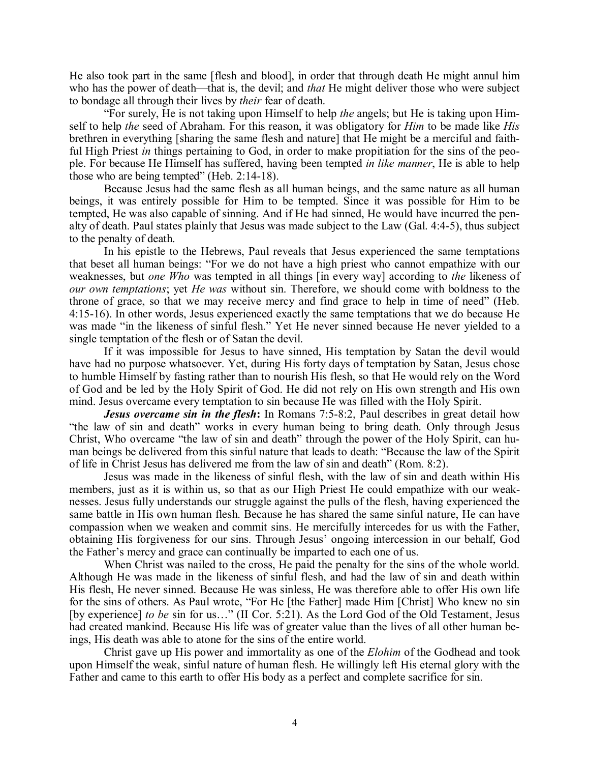He also took part in the same [flesh and blood], in order that through death He might annul him who has the power of death—that is, the devil; and *that* He might deliver those who were subject to bondage all through their lives by *their* fear of death.

"For surely, He is not taking upon Himself to help *the* angels; but He is taking upon Himself to help *the* seed of Abraham. For this reason, it was obligatory for *Him* to be made like *His* brethren in everything [sharing the same flesh and nature] that He might be a merciful and faithful High Priest *in* things pertaining to God, in order to make propitiation for the sins of the people. For because He Himself has suffered, having been tempted *in like manner*, He is able to help those who are being tempted" (Heb. 2:14-18).

Because Jesus had the same flesh as all human beings, and the same nature as all human beings, it was entirely possible for Him to be tempted. Since it was possible for Him to be tempted, He was also capable of sinning. And if He had sinned, He would have incurred the penalty of death. Paul states plainly that Jesus was made subject to the Law (Gal. 4:4-5), thus subject to the penalty of death.

In his epistle to the Hebrews, Paul reveals that Jesus experienced the same temptations that beset all human beings: "For we do not have a high priest who cannot empathize with our weaknesses, but *one Who* was tempted in all things [in every way] according to *the* likeness of *our own temptations*; yet *He was* without sin. Therefore, we should come with boldness to the throne of grace, so that we may receive mercy and find grace to help in time of need" (Heb. 4:15-16). In other words, Jesus experienced exactly the same temptations that we do because He was made "in the likeness of sinful flesh." Yet He never sinned because He never yielded to a single temptation of the flesh or of Satan the devil.

If it was impossible for Jesus to have sinned, His temptation by Satan the devil would have had no purpose whatsoever. Yet, during His forty days of temptation by Satan, Jesus chose to humble Himself by fasting rather than to nourish His flesh, so that He would rely on the Word of God and be led by the Holy Spirit of God. He did not rely on His own strength and His own mind. Jesus overcame every temptation to sin because He was filled with the Holy Spirit.

***Jesus overcame sin in the flesh*:** In Romans 7:5-8:2, Paul describes in great detail how "the law of sin and death" works in every human being to bring death. Only through Jesus Christ, Who overcame "the law of sin and death" through the power of the Holy Spirit, can human beings be delivered from this sinful nature that leads to death: "Because the law of the Spirit of life in Christ Jesus has delivered me from the law of sin and death" (Rom. 8:2).

Jesus was made in the likeness of sinful flesh, with the law of sin and death within His members, just as it is within us, so that as our High Priest He could empathize with our weaknesses. Jesus fully understands our struggle against the pulls of the flesh, having experienced the same battle in His own human flesh. Because he has shared the same sinful nature, He can have compassion when we weaken and commit sins. He mercifully intercedes for us with the Father, obtaining His forgiveness for our sins. Through Jesus' ongoing intercession in our behalf, God the Father's mercy and grace can continually be imparted to each one of us.

When Christ was nailed to the cross, He paid the penalty for the sins of the whole world. Although He was made in the likeness of sinful flesh, and had the law of sin and death within His flesh, He never sinned. Because He was sinless, He was therefore able to offer His own life for the sins of others. As Paul wrote, "For He [the Father] made Him [Christ] Who knew no sin [by experience] *to be* sin for us…" (II Cor. 5:21). As the Lord God of the Old Testament, Jesus had created mankind. Because His life was of greater value than the lives of all other human beings, His death was able to atone for the sins of the entire world.

Christ gave up His power and immortality as one of the *Elohim* of the Godhead and took upon Himself the weak, sinful nature of human flesh. He willingly left His eternal glory with the Father and came to this earth to offer His body as a perfect and complete sacrifice for sin.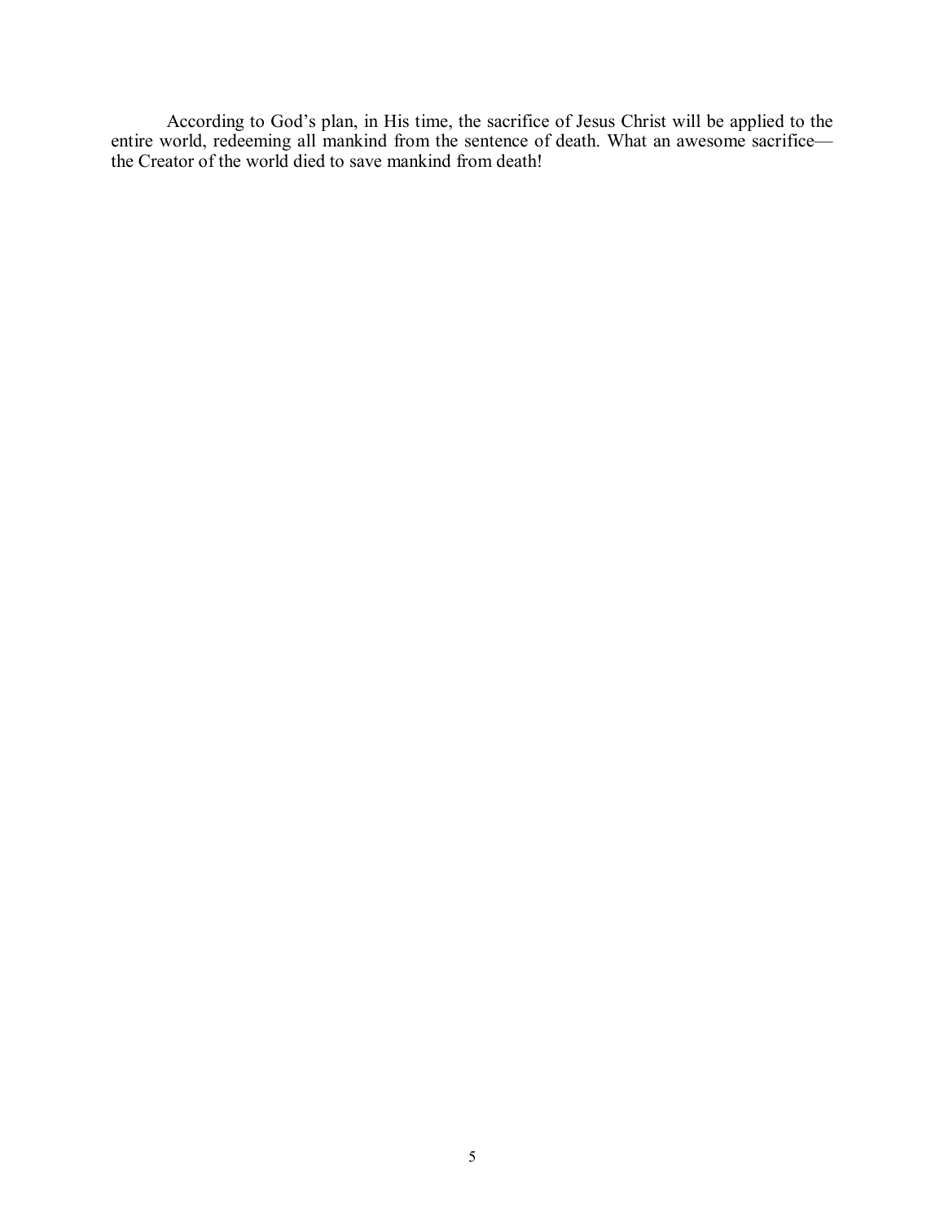According to God's plan, in His time, the sacrifice of Jesus Christ will be applied to the entire world, redeeming all mankind from the sentence of death. What an awesome sacrifice—the Creator of the world died to save mankind from death!